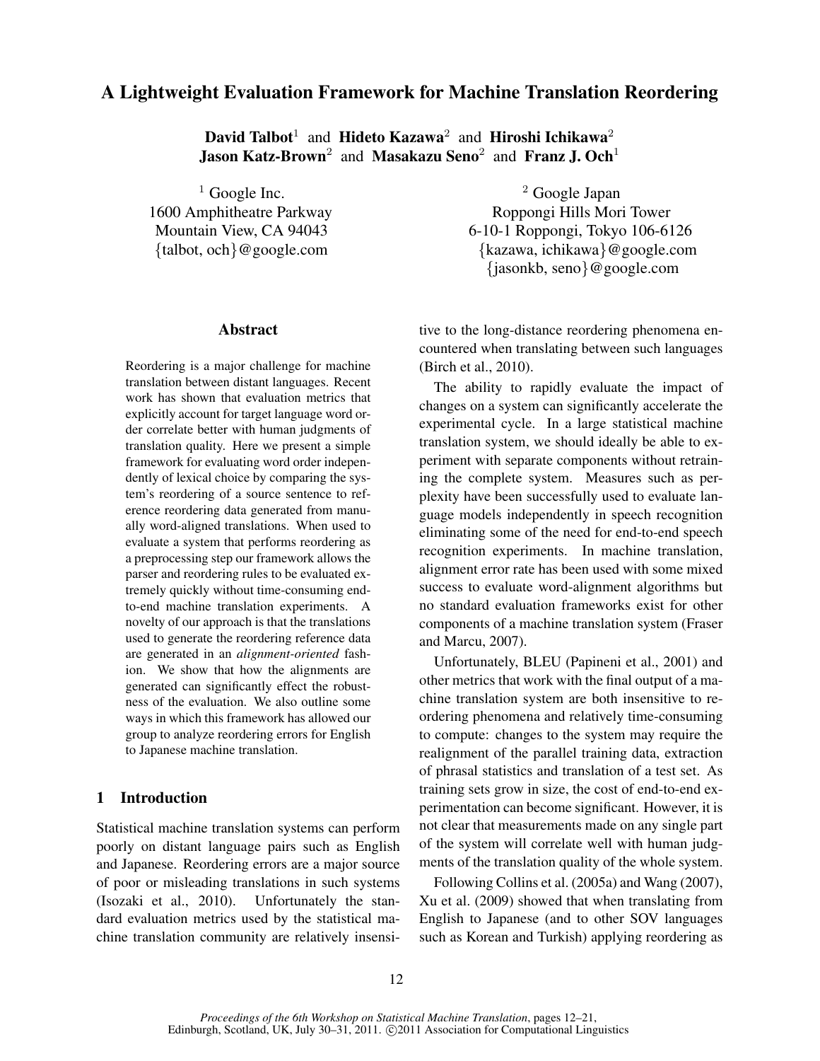# A Lightweight Evaluation Framework for Machine Translation Reordering

**David Talbot**[1] and **Hideto Kazawa**[2] and **Hiroshi Ichikawa**[2]
**Jason Katz-Brown**[2] and **Masakazu Seno**[2] and **Franz J. Och**[1]

[1] Google Inc.
1600 Amphitheatre Parkway
Mountain View, CA 94043
{talbot, och}@google.com

[2] Google Japan
Roppongi Hills Mori Tower
6-10-1 Roppongi, Tokyo 106-6126
{kazawa, ichikawa}@google.com
{jasonkb, seno}@google.com

## Abstract

Reordering is a major challenge for machine translation between distant languages. Recent work has shown that evaluation metrics that explicitly account for target language word order correlate better with human judgments of translation quality. Here we present a simple framework for evaluating word order independently of lexical choice by comparing the system's reordering of a source sentence to reference reordering data generated from manually word-aligned translations. When used to evaluate a system that performs reordering as a preprocessing step our framework allows the parser and reordering rules to be evaluated extremely quickly without time-consuming end-to-end machine translation experiments. A novelty of our approach is that the translations used to generate the reordering reference data are generated in an *alignment-oriented* fashion. We show that how the alignments are generated can significantly effect the robustness of the evaluation. We also outline some ways in which this framework has allowed our group to analyze reordering errors for English to Japanese machine translation.

## 1 Introduction

Statistical machine translation systems can perform poorly on distant language pairs such as English and Japanese. Reordering errors are a major source of poor or misleading translations in such systems (Isozaki et al., 2010). Unfortunately the standard evaluation metrics used by the statistical machine translation community are relatively insensitive to the long-distance reordering phenomena encountered when translating between such languages (Birch et al., 2010).

The ability to rapidly evaluate the impact of changes on a system can significantly accelerate the experimental cycle. In a large statistical machine translation system, we should ideally be able to experiment with separate components without retraining the complete system. Measures such as perplexity have been successfully used to evaluate language models independently in speech recognition eliminating some of the need for end-to-end speech recognition experiments. In machine translation, alignment error rate has been used with some mixed success to evaluate word-alignment algorithms but no standard evaluation frameworks exist for other components of a machine translation system (Fraser and Marcu, 2007).

Unfortunately, BLEU (Papineni et al., 2001) and other metrics that work with the final output of a machine translation system are both insensitive to reordering phenomena and relatively time-consuming to compute: changes to the system may require the realignment of the parallel training data, extraction of phrasal statistics and translation of a test set. As training sets grow in size, the cost of end-to-end experimentation can become significant. However, it is not clear that measurements made on any single part of the system will correlate well with human judgments of the translation quality of the whole system.

Following Collins et al. (2005a) and Wang (2007), Xu et al. (2009) showed that when translating from English to Japanese (and to other SOV languages such as Korean and Turkish) applying reordering as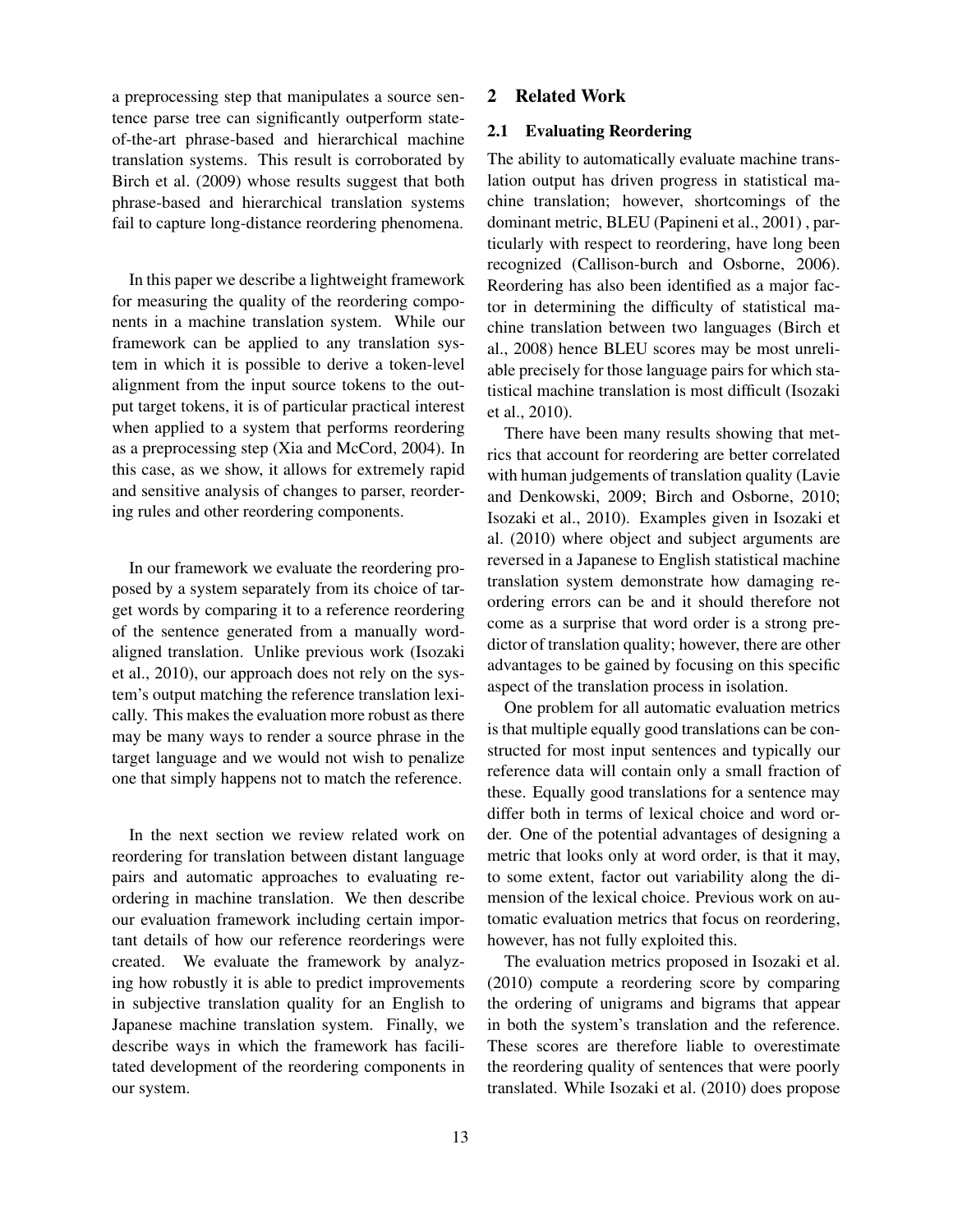a preprocessing step that manipulates a source sentence parse tree can significantly outperform state-of-the-art phrase-based and hierarchical machine translation systems. This result is corroborated by Birch et al. (2009) whose results suggest that both phrase-based and hierarchical translation systems fail to capture long-distance reordering phenomena.

In this paper we describe a lightweight framework for measuring the quality of the reordering components in a machine translation system. While our framework can be applied to any translation system in which it is possible to derive a token-level alignment from the input source tokens to the output target tokens, it is of particular practical interest when applied to a system that performs reordering as a preprocessing step (Xia and McCord, 2004). In this case, as we show, it allows for extremely rapid and sensitive analysis of changes to parser, reordering rules and other reordering components.

In our framework we evaluate the reordering proposed by a system separately from its choice of target words by comparing it to a reference reordering of the sentence generated from a manually word-aligned translation. Unlike previous work (Isozaki et al., 2010), our approach does not rely on the system's output matching the reference translation lexically. This makes the evaluation more robust as there may be many ways to render a source phrase in the target language and we would not wish to penalize one that simply happens not to match the reference.

In the next section we review related work on reordering for translation between distant language pairs and automatic approaches to evaluating reordering in machine translation. We then describe our evaluation framework including certain important details of how our reference reorderings were created. We evaluate the framework by analyzing how robustly it is able to predict improvements in subjective translation quality for an English to Japanese machine translation system. Finally, we describe ways in which the framework has facilitated development of the reordering components in our system.

## 2 Related Work

### 2.1 Evaluating Reordering

The ability to automatically evaluate machine translation output has driven progress in statistical machine translation; however, shortcomings of the dominant metric, BLEU (Papineni et al., 2001) , particularly with respect to reordering, have long been recognized (Callison-burch and Osborne, 2006). Reordering has also been identified as a major factor in determining the difficulty of statistical machine translation between two languages (Birch et al., 2008) hence BLEU scores may be most unreliable precisely for those language pairs for which statistical machine translation is most difficult (Isozaki et al., 2010).

There have been many results showing that metrics that account for reordering are better correlated with human judgements of translation quality (Lavie and Denkowski, 2009; Birch and Osborne, 2010; Isozaki et al., 2010). Examples given in Isozaki et al. (2010) where object and subject arguments are reversed in a Japanese to English statistical machine translation system demonstrate how damaging reordering errors can be and it should therefore not come as a surprise that word order is a strong predictor of translation quality; however, there are other advantages to be gained by focusing on this specific aspect of the translation process in isolation.

One problem for all automatic evaluation metrics is that multiple equally good translations can be constructed for most input sentences and typically our reference data will contain only a small fraction of these. Equally good translations for a sentence may differ both in terms of lexical choice and word order. One of the potential advantages of designing a metric that looks only at word order, is that it may, to some extent, factor out variability along the dimension of the lexical choice. Previous work on automatic evaluation metrics that focus on reordering, however, has not fully exploited this.

The evaluation metrics proposed in Isozaki et al. (2010) compute a reordering score by comparing the ordering of unigrams and bigrams that appear in both the system's translation and the reference. These scores are therefore liable to overestimate the reordering quality of sentences that were poorly translated. While Isozaki et al. (2010) does propose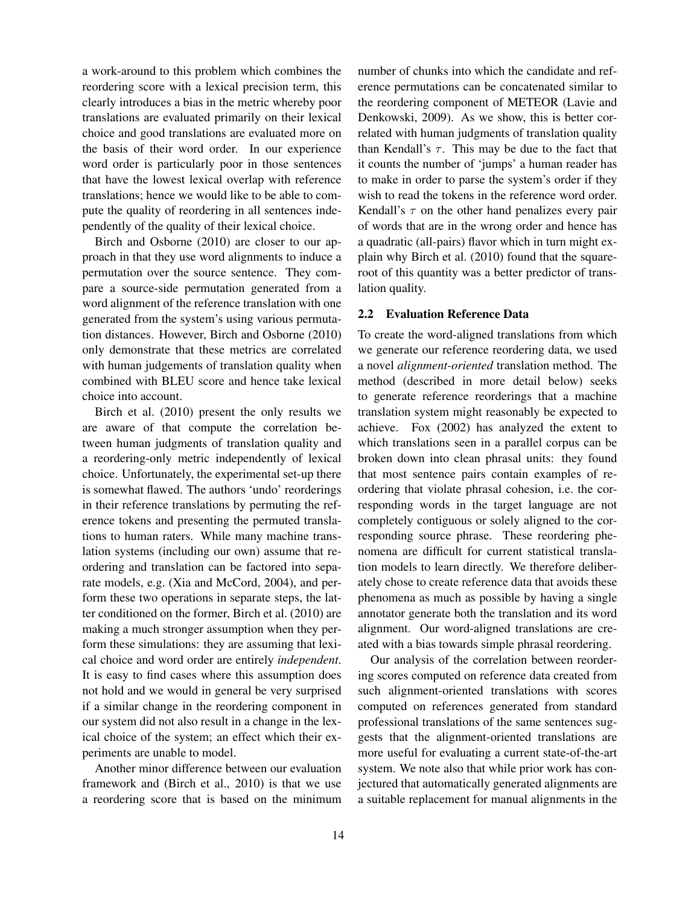a work-around to this problem which combines the reordering score with a lexical precision term, this clearly introduces a bias in the metric whereby poor translations are evaluated primarily on their lexical choice and good translations are evaluated more on the basis of their word order. In our experience word order is particularly poor in those sentences that have the lowest lexical overlap with reference translations; hence we would like to be able to compute the quality of reordering in all sentences independently of the quality of their lexical choice.

Birch and Osborne (2010) are closer to our approach in that they use word alignments to induce a permutation over the source sentence. They compare a source-side permutation generated from a word alignment of the reference translation with one generated from the system's using various permutation distances. However, Birch and Osborne (2010) only demonstrate that these metrics are correlated with human judgements of translation quality when combined with BLEU score and hence take lexical choice into account.

Birch et al. (2010) present the only results we are aware of that compute the correlation between human judgments of translation quality and a reordering-only metric independently of lexical choice. Unfortunately, the experimental set-up there is somewhat flawed. The authors 'undo' reorderings in their reference translations by permuting the reference tokens and presenting the permuted translations to human raters. While many machine translation systems (including our own) assume that reordering and translation can be factored into separate models, e.g. (Xia and McCord, 2004), and perform these two operations in separate steps, the latter conditioned on the former, Birch et al. (2010) are making a much stronger assumption when they perform these simulations: they are assuming that lexical choice and word order are entirely *independent*. It is easy to find cases where this assumption does not hold and we would in general be very surprised if a similar change in the reordering component in our system did not also result in a change in the lexical choice of the system; an effect which their experiments are unable to model.

Another minor difference between our evaluation framework and (Birch et al., 2010) is that we use a reordering score that is based on the minimum number of chunks into which the candidate and reference permutations can be concatenated similar to the reordering component of METEOR (Lavie and Denkowski, 2009). As we show, this is better correlated with human judgments of translation quality than Kendall's $\tau$. This may be due to the fact that it counts the number of 'jumps' a human reader has to make in order to parse the system's order if they wish to read the tokens in the reference word order. Kendall's $\tau$ on the other hand penalizes every pair of words that are in the wrong order and hence has a quadratic (all-pairs) flavor which in turn might explain why Birch et al. (2010) found that the square-root of this quantity was a better predictor of translation quality.

## 2.2 Evaluation Reference Data

To create the word-aligned translations from which we generate our reference reordering data, we used a novel *alignment-oriented* translation method. The method (described in more detail below) seeks to generate reference reorderings that a machine translation system might reasonably be expected to achieve. Fox (2002) has analyzed the extent to which translations seen in a parallel corpus can be broken down into clean phrasal units: they found that most sentence pairs contain examples of reordering that violate phrasal cohesion, i.e. the corresponding words in the target language are not completely contiguous or solely aligned to the corresponding source phrase. These reordering phenomena are difficult for current statistical translation models to learn directly. We therefore deliberately chose to create reference data that avoids these phenomena as much as possible by having a single annotator generate both the translation and its word alignment. Our word-aligned translations are created with a bias towards simple phrasal reordering.

Our analysis of the correlation between reordering scores computed on reference data created from such alignment-oriented translations with scores computed on references generated from standard professional translations of the same sentences suggests that the alignment-oriented translations are more useful for evaluating a current state-of-the-art system. We note also that while prior work has conjectured that automatically generated alignments are a suitable replacement for manual alignments in the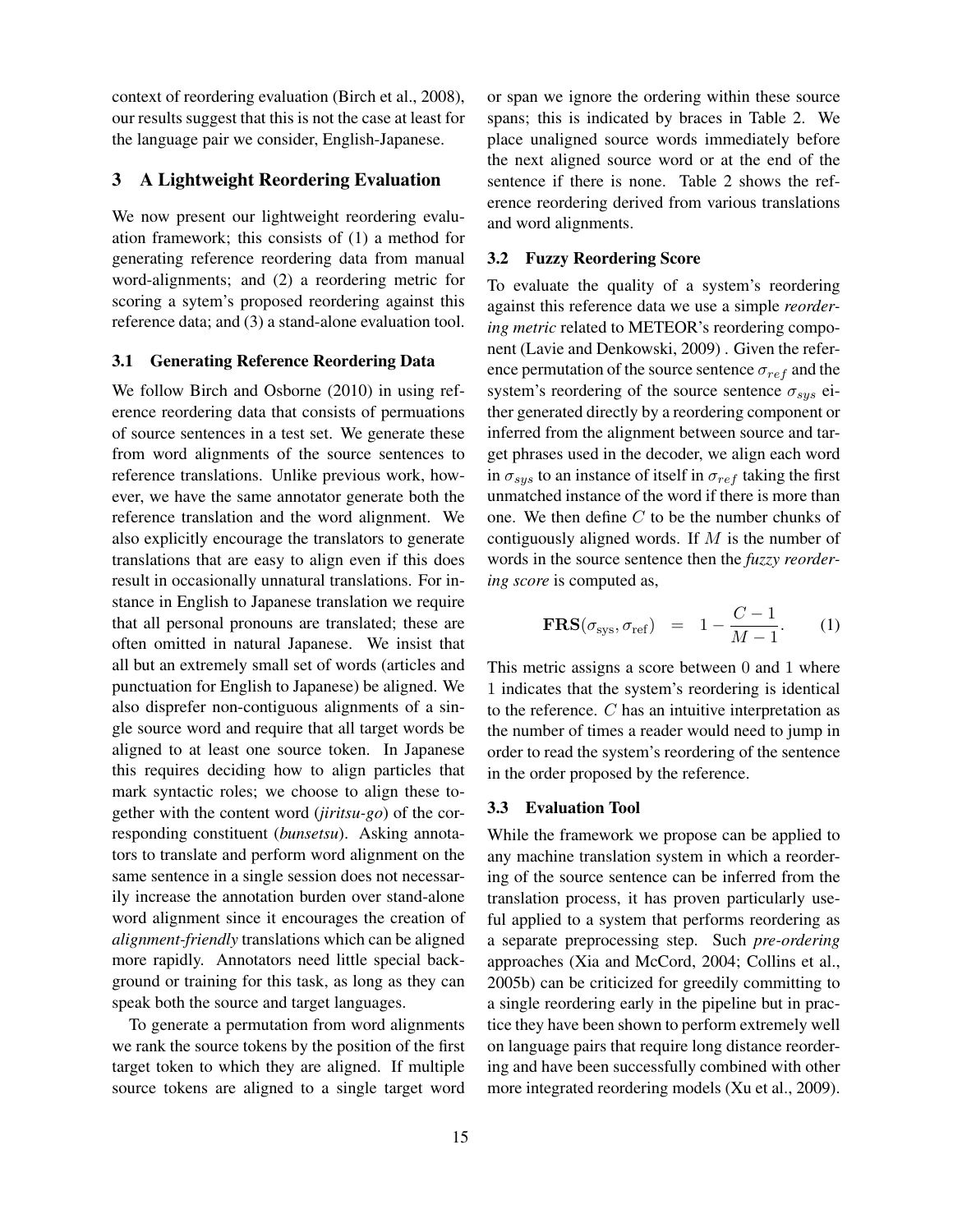context of reordering evaluation (Birch et al., 2008), our results suggest that this is not the case at least for the language pair we consider, English-Japanese.

## 3 A Lightweight Reordering Evaluation

We now present our lightweight reordering evaluation framework; this consists of (1) a method for generating reference reordering data from manual word-alignments; and (2) a reordering metric for scoring a sytem's proposed reordering against this reference data; and (3) a stand-alone evaluation tool.

### 3.1 Generating Reference Reordering Data

We follow Birch and Osborne (2010) in using reference reordering data that consists of permuations of source sentences in a test set. We generate these from word alignments of the source sentences to reference translations. Unlike previous work, however, we have the same annotator generate both the reference translation and the word alignment. We also explicitly encourage the translators to generate translations that are easy to align even if this does result in occasionally unnatural translations. For instance in English to Japanese translation we require that all personal pronouns are translated; these are often omitted in natural Japanese. We insist that all but an extremely small set of words (articles and punctuation for English to Japanese) be aligned. We also disprefer non-contiguous alignments of a single source word and require that all target words be aligned to at least one source token. In Japanese this requires deciding how to align particles that mark syntactic roles; we choose to align these together with the content word (*jiritsu-go*) of the corresponding constituent (*bunsetsu*). Asking annotators to translate and perform word alignment on the same sentence in a single session does not necessarily increase the annotation burden over stand-alone word alignment since it encourages the creation of *alignment-friendly* translations which can be aligned more rapidly. Annotators need little special background or training for this task, as long as they can speak both the source and target languages.

To generate a permutation from word alignments we rank the source tokens by the position of the first target token to which they are aligned. If multiple source tokens are aligned to a single target word or span we ignore the ordering within these source spans; this is indicated by braces in Table 2. We place unaligned source words immediately before the next aligned source word or at the end of the sentence if there is none. Table 2 shows the reference reordering derived from various translations and word alignments.

### 3.2 Fuzzy Reordering Score

To evaluate the quality of a system's reordering against this reference data we use a simple *reordering metric* related to METEOR's reordering component (Lavie and Denkowski, 2009) . Given the reference permutation of the source sentence $\sigma_{ref}$ and the system's reordering of the source sentence $\sigma_{sys}$ either generated directly by a reordering component or inferred from the alignment between source and target phrases used in the decoder, we align each word in $\sigma_{sys}$ to an instance of itself in $\sigma_{ref}$ taking the first unmatched instance of the word if there is more than one. We then define $C$ to be the number chunks of contiguously aligned words. If $M$ is the number of words in the source sentence then the *fuzzy reordering score* is computed as,

$$\mathbf{FRS}(\sigma_{\text{sys}}, \sigma_{\text{ref}}) = 1 - \frac{C-1}{M-1}. \quad (1)$$

This metric assigns a score between 0 and 1 where 1 indicates that the system's reordering is identical to the reference. $C$ has an intuitive interpretation as the number of times a reader would need to jump in order to read the system's reordering of the sentence in the order proposed by the reference.

### 3.3 Evaluation Tool

While the framework we propose can be applied to any machine translation system in which a reordering of the source sentence can be inferred from the translation process, it has proven particularly useful applied to a system that performs reordering as a separate preprocessing step. Such *pre-ordering* approaches (Xia and McCord, 2004; Collins et al., 2005b) can be criticized for greedily committing to a single reordering early in the pipeline but in practice they have been shown to perform extremely well on language pairs that require long distance reordering and have been successfully combined with other more integrated reordering models (Xu et al., 2009).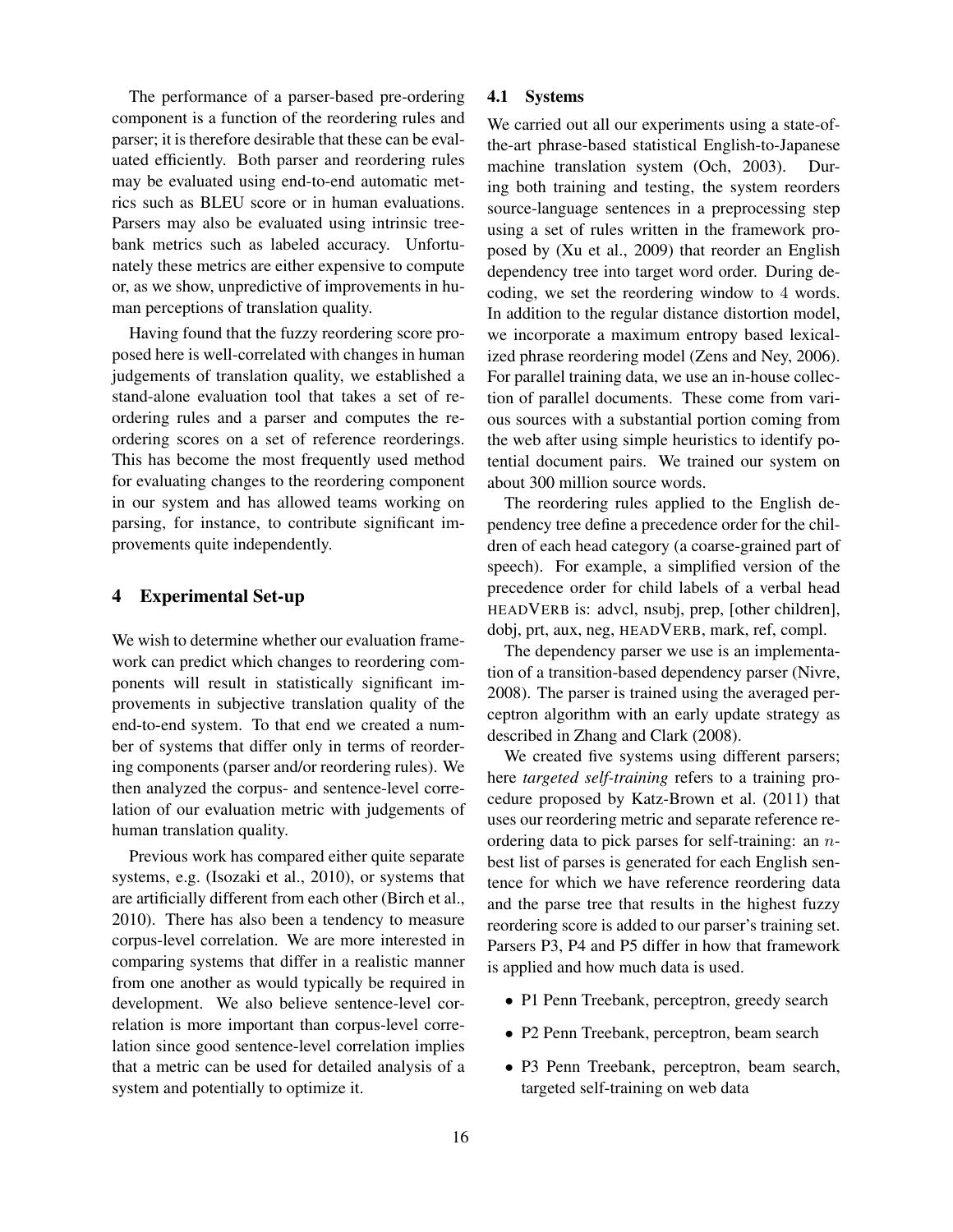The performance of a parser-based pre-ordering component is a function of the reordering rules and parser; it is therefore desirable that these can be evaluated efficiently. Both parser and reordering rules may be evaluated using end-to-end automatic metrics such as BLEU score or in human evaluations. Parsers may also be evaluated using intrinsic treebank metrics such as labeled accuracy. Unfortunately these metrics are either expensive to compute or, as we show, unpredictive of improvements in human perceptions of translation quality.

Having found that the fuzzy reordering score proposed here is well-correlated with changes in human judgements of translation quality, we established a stand-alone evaluation tool that takes a set of reordering rules and a parser and computes the reordering scores on a set of reference reorderings. This has become the most frequently used method for evaluating changes to the reordering component in our system and has allowed teams working on parsing, for instance, to contribute significant improvements quite independently.

## 4 Experimental Set-up

We wish to determine whether our evaluation framework can predict which changes to reordering components will result in statistically significant improvements in subjective translation quality of the end-to-end system. To that end we created a number of systems that differ only in terms of reordering components (parser and/or reordering rules). We then analyzed the corpus- and sentence-level correlation of our evaluation metric with judgements of human translation quality.

Previous work has compared either quite separate systems, e.g. (Isozaki et al., 2010), or systems that are artificially different from each other (Birch et al., 2010). There has also been a tendency to measure corpus-level correlation. We are more interested in comparing systems that differ in a realistic manner from one another as would typically be required in development. We also believe sentence-level correlation is more important than corpus-level correlation since good sentence-level correlation implies that a metric can be used for detailed analysis of a system and potentially to optimize it.

### 4.1 Systems

We carried out all our experiments using a state-of-the-art phrase-based statistical English-to-Japanese machine translation system (Och, 2003). During both training and testing, the system reorders source-language sentences in a preprocessing step using a set of rules written in the framework proposed by (Xu et al., 2009) that reorder an English dependency tree into target word order. During decoding, we set the reordering window to 4 words. In addition to the regular distance distortion model, we incorporate a maximum entropy based lexicalized phrase reordering model (Zens and Ney, 2006). For parallel training data, we use an in-house collection of parallel documents. These come from various sources with a substantial portion coming from the web after using simple heuristics to identify potential document pairs. We trained our system on about 300 million source words.

The reordering rules applied to the English dependency tree define a precedence order for the children of each head category (a coarse-grained part of speech). For example, a simplified version of the precedence order for child labels of a verbal head HEADVERB is: advcl, nsubj, prep, [other children], dobj, prt, aux, neg, HEADVERB, mark, ref, compl.

The dependency parser we use is an implementation of a transition-based dependency parser (Nivre, 2008). The parser is trained using the averaged perceptron algorithm with an early update strategy as described in Zhang and Clark (2008).

We created five systems using different parsers; here *targeted self-training* refers to a training procedure proposed by Katz-Brown et al. (2011) that uses our reordering metric and separate reference reordering data to pick parses for self-training: an $n$-best list of parses is generated for each English sentence for which we have reference reordering data and the parse tree that results in the highest fuzzy reordering score is added to our parser's training set. Parsers P3, P4 and P5 differ in how that framework is applied and how much data is used.

- P1 Penn Treebank, perceptron, greedy search
- P2 Penn Treebank, perceptron, beam search
- P3 Penn Treebank, perceptron, beam search, targeted self-training on web data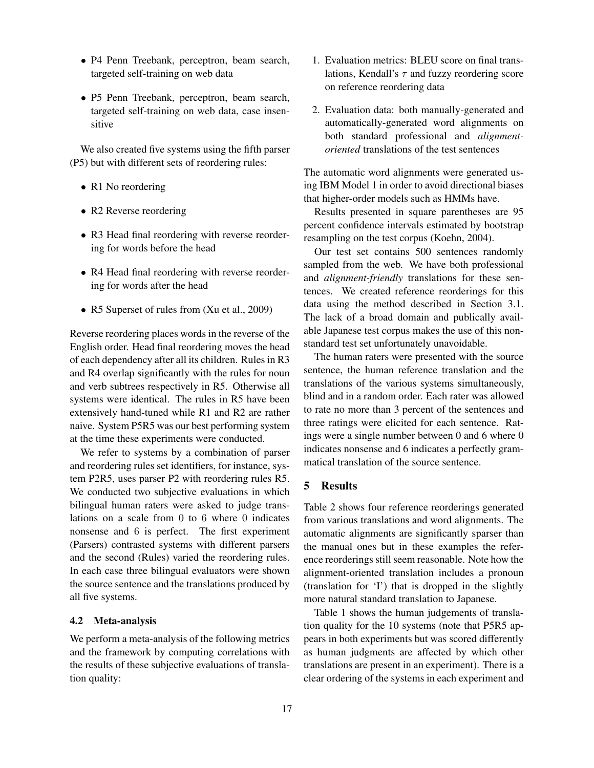- P4 Penn Treebank, perceptron, beam search, targeted self-training on web data
- P5 Penn Treebank, perceptron, beam search, targeted self-training on web data, case insensitive

We also created five systems using the fifth parser (P5) but with different sets of reordering rules:

- R1 No reordering
- R2 Reverse reordering
- R3 Head final reordering with reverse reordering for words before the head
- R4 Head final reordering with reverse reordering for words after the head
- R5 Superset of rules from (Xu et al., 2009)

Reverse reordering places words in the reverse of the English order. Head final reordering moves the head of each dependency after all its children. Rules in R3 and R4 overlap significantly with the rules for noun and verb subtrees respectively in R5. Otherwise all systems were identical. The rules in R5 have been extensively hand-tuned while R1 and R2 are rather naive. System P5R5 was our best performing system at the time these experiments were conducted.

We refer to systems by a combination of parser and reordering rules set identifiers, for instance, system P2R5, uses parser P2 with reordering rules R5. We conducted two subjective evaluations in which bilingual human raters were asked to judge translations on a scale from 0 to 6 where 0 indicates nonsense and 6 is perfect. The first experiment (Parsers) contrasted systems with different parsers and the second (Rules) varied the reordering rules. In each case three bilingual evaluators were shown the source sentence and the translations produced by all five systems.

### 4.2 Meta-analysis

We perform a meta-analysis of the following metrics and the framework by computing correlations with the results of these subjective evaluations of translation quality:

1. Evaluation metrics: BLEU score on final translations, Kendall's $\tau$ and fuzzy reordering score on reference reordering data
2. Evaluation data: both manually-generated and automatically-generated word alignments on both standard professional and *alignment-oriented* translations of the test sentences

The automatic word alignments were generated using IBM Model 1 in order to avoid directional biases that higher-order models such as HMMs have.

Results presented in square parentheses are 95 percent confidence intervals estimated by bootstrap resampling on the test corpus (Koehn, 2004).

Our test set contains 500 sentences randomly sampled from the web. We have both professional and *alignment-friendly* translations for these sentences. We created reference reorderings for this data using the method described in Section 3.1. The lack of a broad domain and publically available Japanese test corpus makes the use of this non-standard test set unfortunately unavoidable.

The human raters were presented with the source sentence, the human reference translation and the translations of the various systems simultaneously, blind and in a random order. Each rater was allowed to rate no more than 3 percent of the sentences and three ratings were elicited for each sentence. Ratings were a single number between 0 and 6 where 0 indicates nonsense and 6 indicates a perfectly grammatical translation of the source sentence.

## 5 Results

Table 2 shows four reference reorderings generated from various translations and word alignments. The automatic alignments are significantly sparser than the manual ones but in these examples the reference reorderings still seem reasonable. Note how the alignment-oriented translation includes a pronoun (translation for 'I') that is dropped in the slightly more natural standard translation to Japanese.

Table 1 shows the human judgements of translation quality for the 10 systems (note that P5R5 appears in both experiments but was scored differently as human judgments are affected by which other translations are present in an experiment). There is a clear ordering of the systems in each experiment and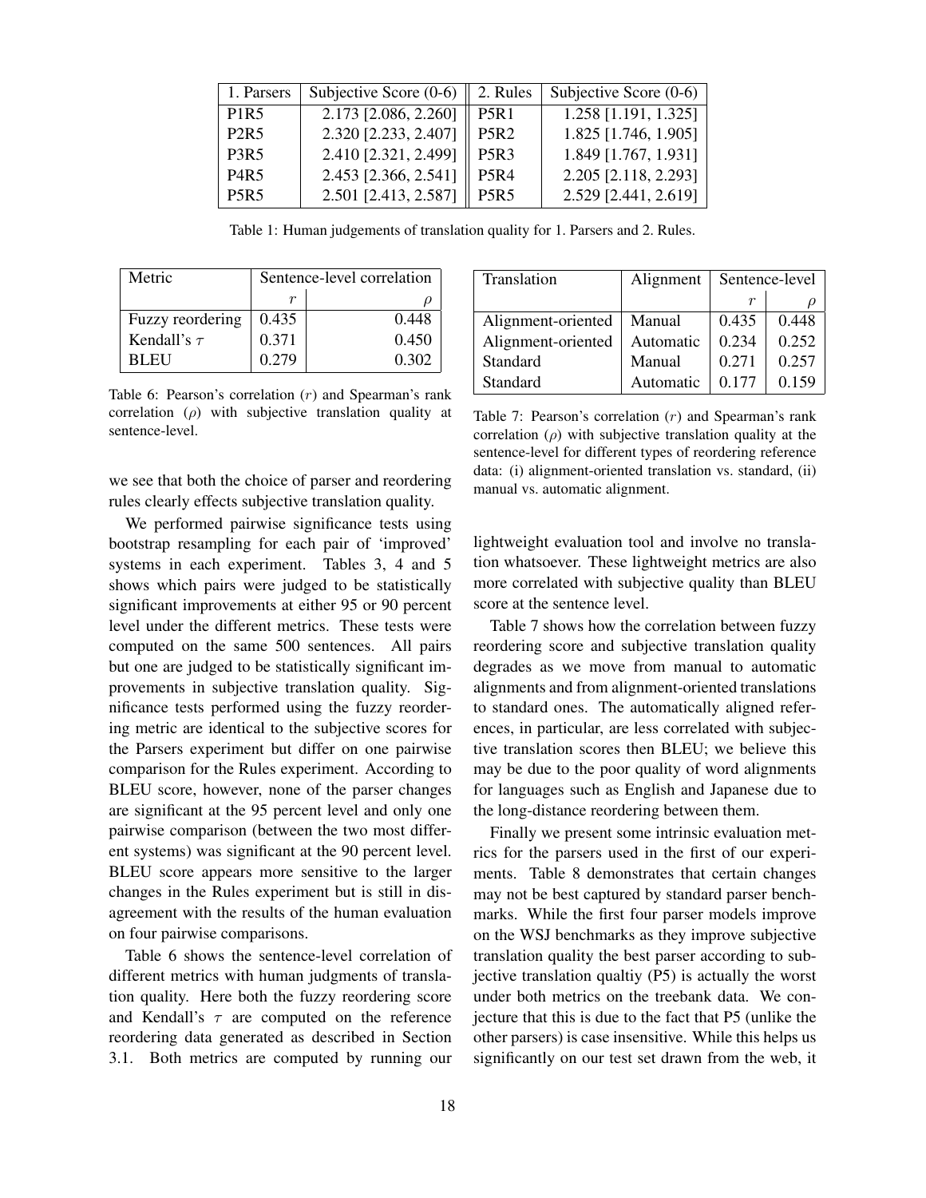| 1. Parsers | Subjective Score (0-6) | 2. Rules | Subjective Score (0-6) |
|---|---|---|---|
| P1R5 | 2.173 [2.086, 2.260] | P5R1 | 1.258 [1.191, 1.325] |
| P2R5 | 2.320 [2.233, 2.407] | P5R2 | 1.825 [1.746, 1.905] |
| P3R5 | 2.410 [2.321, 2.499] | P5R3 | 1.849 [1.767, 1.931] |
| P4R5 | 2.453 [2.366, 2.541] | P5R4 | 2.205 [2.118, 2.293] |
| P5R5 | 2.501 [2.413, 2.587] | P5R5 | 2.529 [2.441, 2.619] |

Table 1: Human judgements of translation quality for 1. Parsers and 2. Rules.

| Metric | Sentence-level correlation | |
|---|---|---|
| | $r$ | $\rho$ |
| Fuzzy reordering | 0.435 | 0.448 |
| Kendall's $\tau$ | 0.371 | 0.450 |
| BLEU | 0.279 | 0.302 |

Table 6: Pearson's correlation ($r$) and Spearman's rank correlation ($\rho$) with subjective translation quality at sentence-level.

| Translation | Alignment | Sentence-level | |
|---|---|---|---|
| | | $r$ | $\rho$ |
| Alignment-oriented | Manual | 0.435 | 0.448 |
| Alignment-oriented | Automatic | 0.234 | 0.252 |
| Standard | Manual | 0.271 | 0.257 |
| Standard | Automatic | 0.177 | 0.159 |

Table 7: Pearson's correlation ($r$) and Spearman's rank correlation ($\rho$) with subjective translation quality at the sentence-level for different types of reordering reference data: (i) alignment-oriented translation vs. standard, (ii) manual vs. automatic alignment.

we see that both the choice of parser and reordering rules clearly effects subjective translation quality.

We performed pairwise significance tests using bootstrap resampling for each pair of 'improved' systems in each experiment. Tables 3, 4 and 5 shows which pairs were judged to be statistically significant improvements at either 95 or 90 percent level under the different metrics. These tests were computed on the same 500 sentences. All pairs but one are judged to be statistically significant improvements in subjective translation quality. Significance tests performed using the fuzzy reordering metric are identical to the subjective scores for the Parsers experiment but differ on one pairwise comparison for the Rules experiment. According to BLEU score, however, none of the parser changes are significant at the 95 percent level and only one pairwise comparison (between the two most different systems) was significant at the 90 percent level. BLEU score appears more sensitive to the larger changes in the Rules experiment but is still in disagreement with the results of the human evaluation on four pairwise comparisons.

Table 6 shows the sentence-level correlation of different metrics with human judgments of translation quality. Here both the fuzzy reordering score and Kendall's $\tau$ are computed on the reference reordering data generated as described in Section 3.1. Both metrics are computed by running our lightweight evaluation tool and involve no translation whatsoever. These lightweight metrics are also more correlated with subjective quality than BLEU score at the sentence level.

Table 7 shows how the correlation between fuzzy reordering score and subjective translation quality degrades as we move from manual to automatic alignments and from alignment-oriented translations to standard ones. The automatically aligned references, in particular, are less correlated with subjective translation scores then BLEU; we believe this may be due to the poor quality of word alignments for languages such as English and Japanese due to the long-distance reordering between them.

Finally we present some intrinsic evaluation metrics for the parsers used in the first of our experiments. Table 8 demonstrates that certain changes may not be best captured by standard parser benchmarks. While the first four parser models improve on the WSJ benchmarks as they improve subjective translation quality the best parser according to subjective translation qualtiy (P5) is actually the worst under both metrics on the treebank data. We conjecture that this is due to the fact that P5 (unlike the other parsers) is case insensitive. While this helps us significantly on our test set drawn from the web, it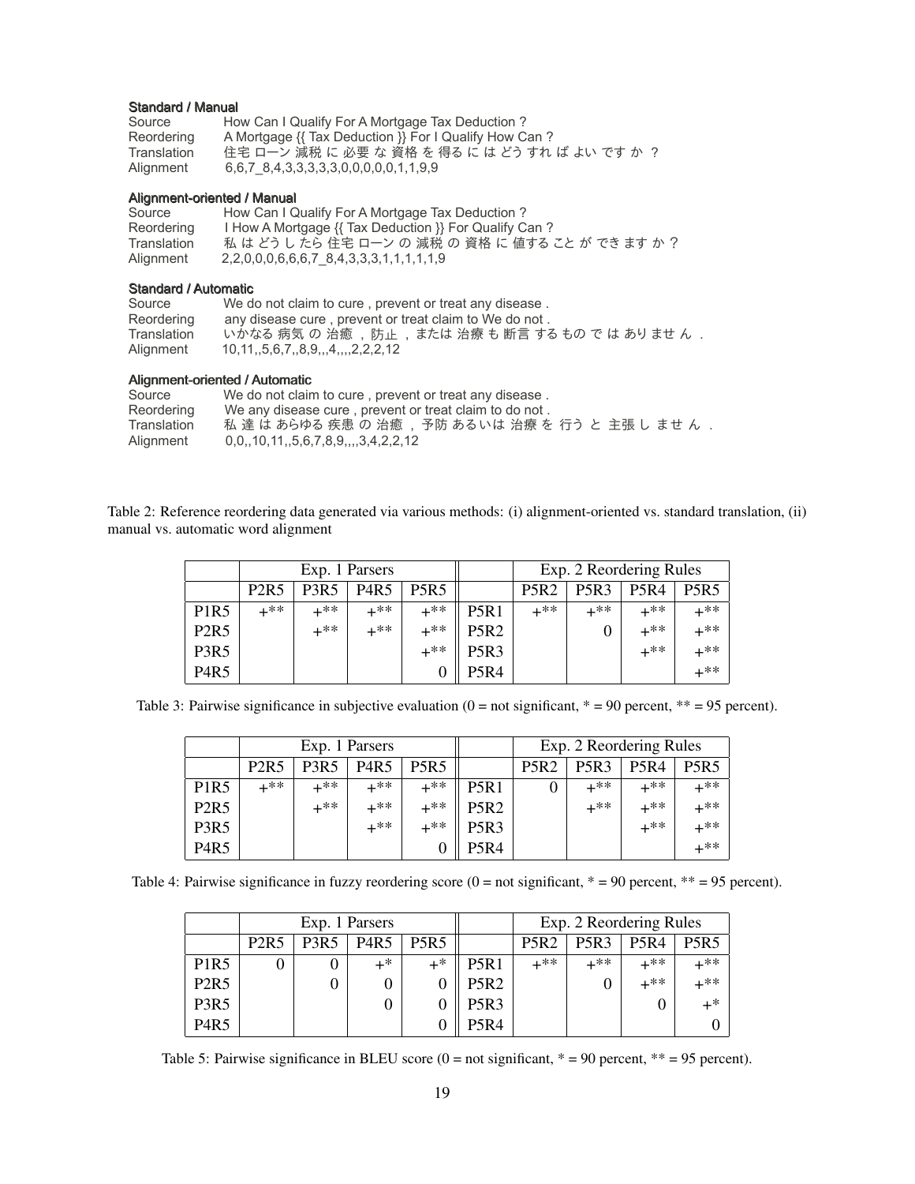**Standard / Manual**

Source How Can I Qualify For A Mortgage Tax Deduction ?
Reordering A Mortgage {{ Tax Deduction }} For I Qualify How Can ?
Translation 住宅 ローン 減税 に 必要 な 資格 を 得る に は どう すれ ば よい です か ？
Alignment 6,6,7_8,4,3,3,3,3,3,0,0,0,0,0,1,1,9,9

**Alignment-oriented / Manual**

Source How Can I Qualify For A Mortgage Tax Deduction ?
Reordering I How A Mortgage {{ Tax Deduction }} For Qualify Can ?
Translation 私 は どう し たら 住宅 ローン の 減税 の 資格 に 値する こと が でき ます か ？
Alignment 2,2,0,0,0,6,6,6,7_8,4,3,3,3,1,1,1,1,1,9

**Standard / Automatic**

Source We do not claim to cure , prevent or treat any disease .
Reordering any disease cure , prevent or treat claim to We do not .
Translation いかなる 病気 の 治癒 ， 防止 ， または 治療 も 断言 する もの で は あり ませ ん ．
Alignment 10,11,,5,6,7,,8,9,,,4,,,,2,2,2,12

**Alignment-oriented / Automatic**

Source We do not claim to cure , prevent or treat any disease .
Reordering We any disease cure , prevent or treat claim to do not .
Translation 私 達 は あらゆる 疾患 の 治癒 ， 予防 あるいは 治療 を 行う と 主張 し ませ ん ．
Alignment 0,0,,10,11,,5,6,7,8,9,,,,3,4,2,2,12

Table 2: Reference reordering data generated via various methods: (i) alignment-oriented vs. standard translation, (ii) manual vs. automatic word alignment

| | Exp. 1 Parsers | | | | | Exp. 2 Reordering Rules | | | |
|---|---|---|---|---|---|---|---|---|---|
| | P2R5 | P3R5 | P4R5 | P5R5 | | P5R2 | P5R3 | P5R4 | P5R5 |
| P1R5 | +** | +** | +** | +** | P5R1 | +** | +** | +** | +** |
| P2R5 | | +** | +** | +** | P5R2 | | 0 | +** | +** |
| P3R5 | | | | +** | P5R3 | | | +** | +** |
| P4R5 | | | | 0 | P5R4 | | | | +** |

Table 3: Pairwise significance in subjective evaluation (0 = not significant, * = 90 percent, ** = 95 percent).

| | Exp. 1 Parsers | | | | | Exp. 2 Reordering Rules | | | |
|---|---|---|---|---|---|---|---|---|---|
| | P2R5 | P3R5 | P4R5 | P5R5 | | P5R2 | P5R3 | P5R4 | P5R5 |
| P1R5 | +** | +** | +** | +** | P5R1 | 0 | +** | +** | +** |
| P2R5 | | +** | +** | +** | P5R2 | | +** | +** | +** |
| P3R5 | | | +** | +** | P5R3 | | | +** | +** |
| P4R5 | | | | 0 | P5R4 | | | | +** |

Table 4: Pairwise significance in fuzzy reordering score (0 = not significant, * = 90 percent, ** = 95 percent).

| | Exp. 1 Parsers | | | | | Exp. 2 Reordering Rules | | | |
|---|---|---|---|---|---|---|---|---|---|
| | P2R5 | P3R5 | P4R5 | P5R5 | | P5R2 | P5R3 | P5R4 | P5R5 |
| P1R5 | 0 | 0 | +* | +* | P5R1 | +** | +** | +** | +** |
| P2R5 | | 0 | 0 | 0 | P5R2 | | 0 | +** | +** |
| P3R5 | | | 0 | 0 | P5R3 | | | 0 | +* |
| P4R5 | | | | 0 | P5R4 | | | | 0 |

Table 5: Pairwise significance in BLEU score (0 = not significant, * = 90 percent, ** = 95 percent).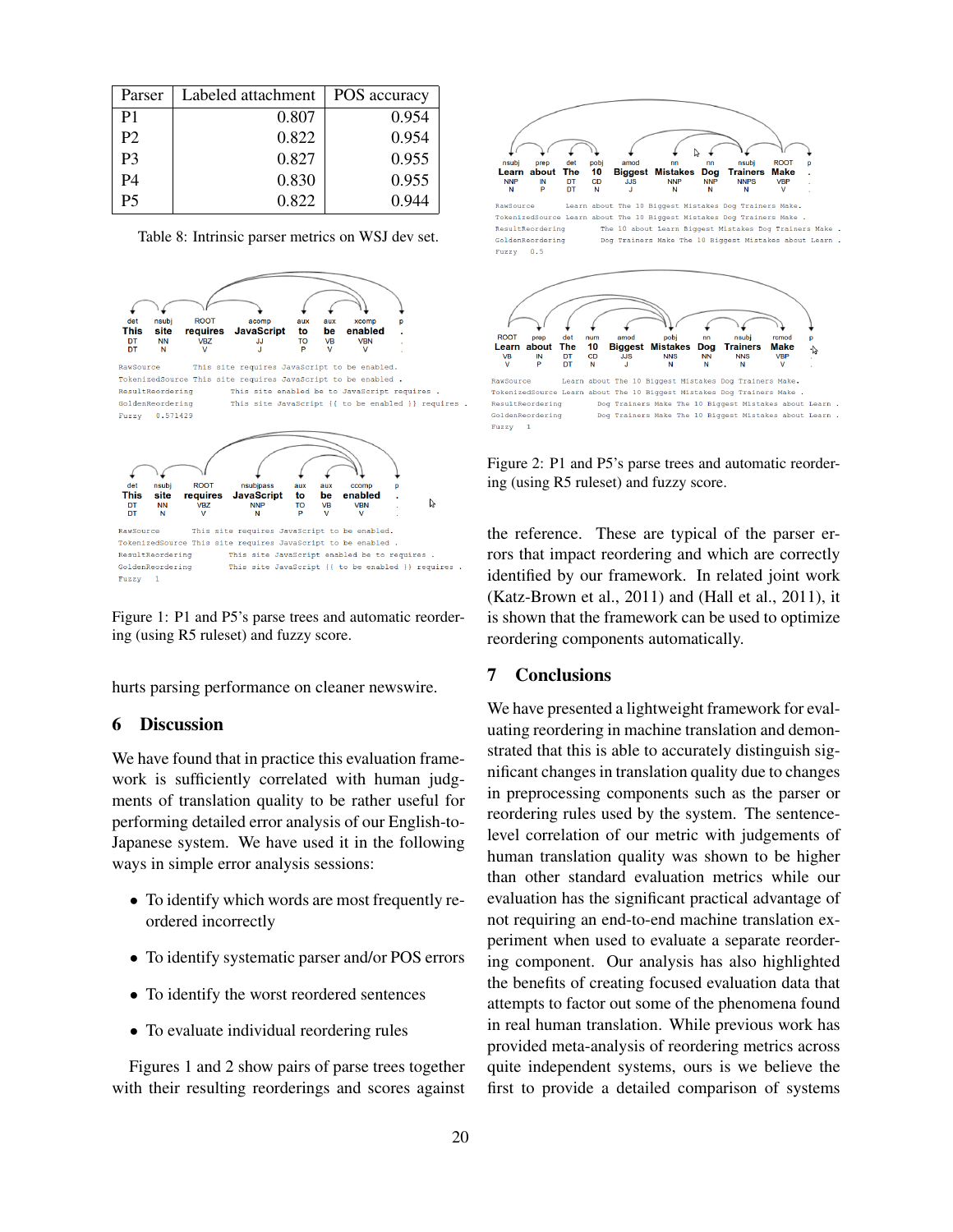| Parser | Labeled attachment | POS accuracy |
| --- | --- | --- |
| P1 | 0.807 | 0.954 |
| P2 | 0.822 | 0.954 |
| P3 | 0.827 | 0.955 |
| P4 | 0.830 | 0.955 |
| P5 | 0.822 | 0.944 |

Table 8: Intrinsic parser metrics on WSJ dev set.

Figure 1: P1 and P5's parse trees and automatic reordering (using R5 ruleset) and fuzzy score.

hurts parsing performance on cleaner newswire.

## 6 Discussion

We have found that in practice this evaluation framework is sufficiently correlated with human judgments of translation quality to be rather useful for performing detailed error analysis of our English-to-Japanese system. We have used it in the following ways in simple error analysis sessions:

- To identify which words are most frequently reordered incorrectly
- To identify systematic parser and/or POS errors
- To identify the worst reordered sentences
- To evaluate individual reordering rules

Figures 1 and 2 show pairs of parse trees together with their resulting reorderings and scores against the reference. These are typical of the parser errors that impact reordering and which are correctly identified by our framework. In related joint work (Katz-Brown et al., 2011) and (Hall et al., 2011), it is shown that the framework can be used to optimize reordering components automatically.

Figure 2: P1 and P5's parse trees and automatic reordering (using R5 ruleset) and fuzzy score.

## 7 Conclusions

We have presented a lightweight framework for evaluating reordering in machine translation and demonstrated that this is able to accurately distinguish significant changes in translation quality due to changes in preprocessing components such as the parser or reordering rules used by the system. The sentence-level correlation of our metric with judgements of human translation quality was shown to be higher than other standard evaluation metrics while our evaluation has the significant practical advantage of not requiring an end-to-end machine translation experiment when used to evaluate a separate reordering component. Our analysis has also highlighted the benefits of creating focused evaluation data that attempts to factor out some of the phenomena found in real human translation. While previous work has provided meta-analysis of reordering metrics across quite independent systems, ours is we believe the first to provide a detailed comparison of systems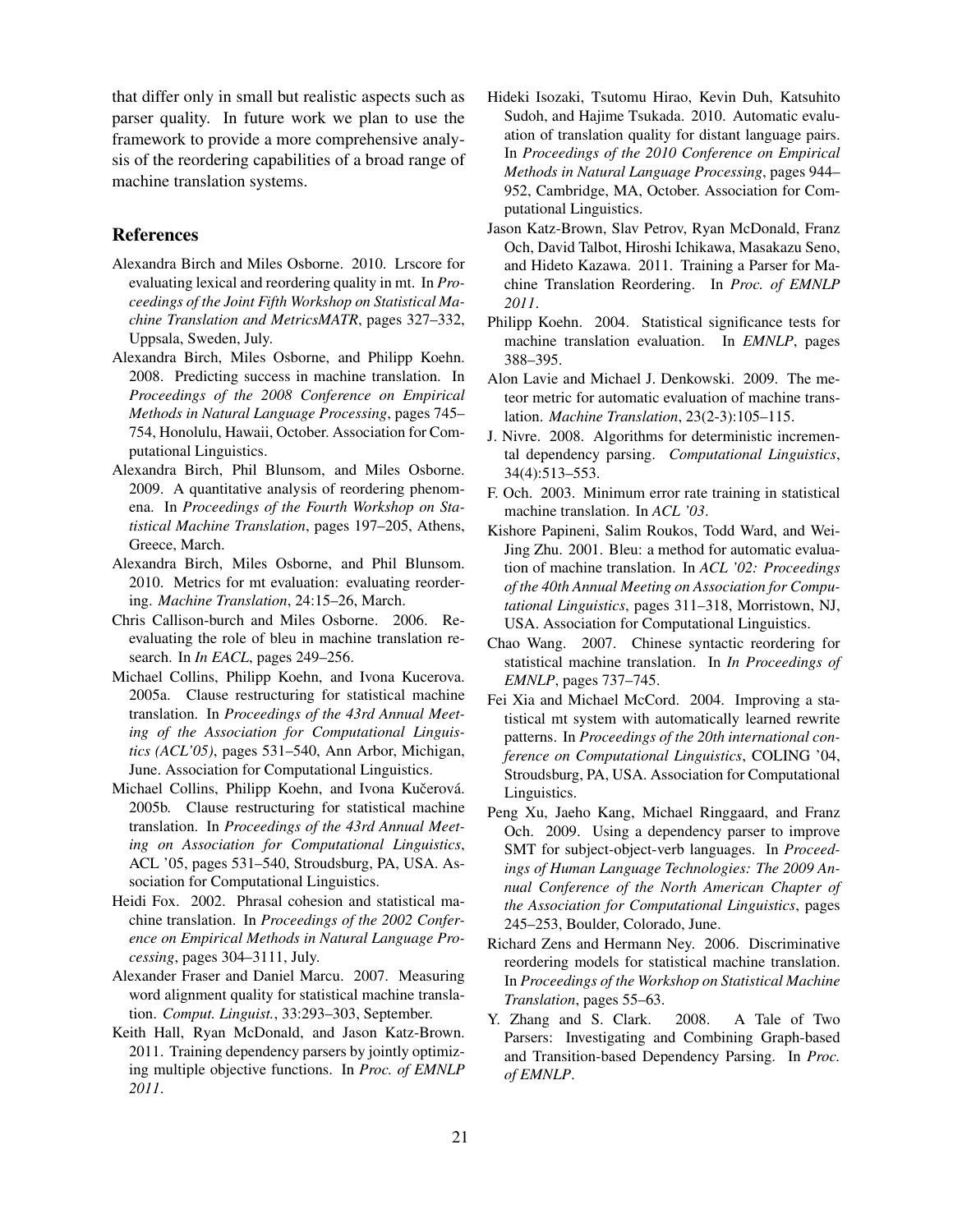that differ only in small but realistic aspects such as parser quality. In future work we plan to use the framework to provide a more comprehensive analysis of the reordering capabilities of a broad range of machine translation systems.

## References

Alexandra Birch and Miles Osborne. 2010. Lrscore for evaluating lexical and reordering quality in mt. In *Proceedings of the Joint Fifth Workshop on Statistical Machine Translation and MetricsMATR*, pages 327–332, Uppsala, Sweden, July.

Alexandra Birch, Miles Osborne, and Philipp Koehn. 2008. Predicting success in machine translation. In *Proceedings of the 2008 Conference on Empirical Methods in Natural Language Processing*, pages 745–754, Honolulu, Hawaii, October. Association for Computational Linguistics.

Alexandra Birch, Phil Blunsom, and Miles Osborne. 2009. A quantitative analysis of reordering phenomena. In *Proceedings of the Fourth Workshop on Statistical Machine Translation*, pages 197–205, Athens, Greece, March.

Alexandra Birch, Miles Osborne, and Phil Blunsom. 2010. Metrics for mt evaluation: evaluating reordering. *Machine Translation*, 24:15–26, March.

Chris Callison-burch and Miles Osborne. 2006. Re-evaluating the role of bleu in machine translation research. In *In EACL*, pages 249–256.

Michael Collins, Philipp Koehn, and Ivona Kucerova. 2005a. Clause restructuring for statistical machine translation. In *Proceedings of the 43rd Annual Meeting of the Association for Computational Linguistics (ACL'05)*, pages 531–540, Ann Arbor, Michigan, June. Association for Computational Linguistics.

Michael Collins, Philipp Koehn, and Ivona Kučerová. 2005b. Clause restructuring for statistical machine translation. In *Proceedings of the 43rd Annual Meeting on Association for Computational Linguistics*, ACL '05, pages 531–540, Stroudsburg, PA, USA. Association for Computational Linguistics.

Heidi Fox. 2002. Phrasal cohesion and statistical machine translation. In *Proceedings of the 2002 Conference on Empirical Methods in Natural Language Processing*, pages 304–3111, July.

Alexander Fraser and Daniel Marcu. 2007. Measuring word alignment quality for statistical machine translation. *Comput. Linguist.*, 33:293–303, September.

Keith Hall, Ryan McDonald, and Jason Katz-Brown. 2011. Training dependency parsers by jointly optimizing multiple objective functions. In *Proc. of EMNLP 2011*.

Hideki Isozaki, Tsutomu Hirao, Kevin Duh, Katsuhito Sudoh, and Hajime Tsukada. 2010. Automatic evaluation of translation quality for distant language pairs. In *Proceedings of the 2010 Conference on Empirical Methods in Natural Language Processing*, pages 944–952, Cambridge, MA, October. Association for Computational Linguistics.

Jason Katz-Brown, Slav Petrov, Ryan McDonald, Franz Och, David Talbot, Hiroshi Ichikawa, Masakazu Seno, and Hideto Kazawa. 2011. Training a Parser for Machine Translation Reordering. In *Proc. of EMNLP 2011*.

Philipp Koehn. 2004. Statistical significance tests for machine translation evaluation. In *EMNLP*, pages 388–395.

Alon Lavie and Michael J. Denkowski. 2009. The meteor metric for automatic evaluation of machine translation. *Machine Translation*, 23(2-3):105–115.

J. Nivre. 2008. Algorithms for deterministic incremental dependency parsing. *Computational Linguistics*, 34(4):513–553.

F. Och. 2003. Minimum error rate training in statistical machine translation. In *ACL '03*.

Kishore Papineni, Salim Roukos, Todd Ward, and Wei-Jing Zhu. 2001. Bleu: a method for automatic evaluation of machine translation. In *ACL '02: Proceedings of the 40th Annual Meeting on Association for Computational Linguistics*, pages 311–318, Morristown, NJ, USA. Association for Computational Linguistics.

Chao Wang. 2007. Chinese syntactic reordering for statistical machine translation. In *In Proceedings of EMNLP*, pages 737–745.

Fei Xia and Michael McCord. 2004. Improving a statistical mt system with automatically learned rewrite patterns. In *Proceedings of the 20th international conference on Computational Linguistics*, COLING '04, Stroudsburg, PA, USA. Association for Computational Linguistics.

Peng Xu, Jaeho Kang, Michael Ringgaard, and Franz Och. 2009. Using a dependency parser to improve SMT for subject-object-verb languages. In *Proceedings of Human Language Technologies: The 2009 Annual Conference of the North American Chapter of the Association for Computational Linguistics*, pages 245–253, Boulder, Colorado, June.

Richard Zens and Hermann Ney. 2006. Discriminative reordering models for statistical machine translation. In *Proceedings of the Workshop on Statistical Machine Translation*, pages 55–63.

Y. Zhang and S. Clark. 2008. A Tale of Two Parsers: Investigating and Combining Graph-based and Transition-based Dependency Parsing. In *Proc. of EMNLP*.